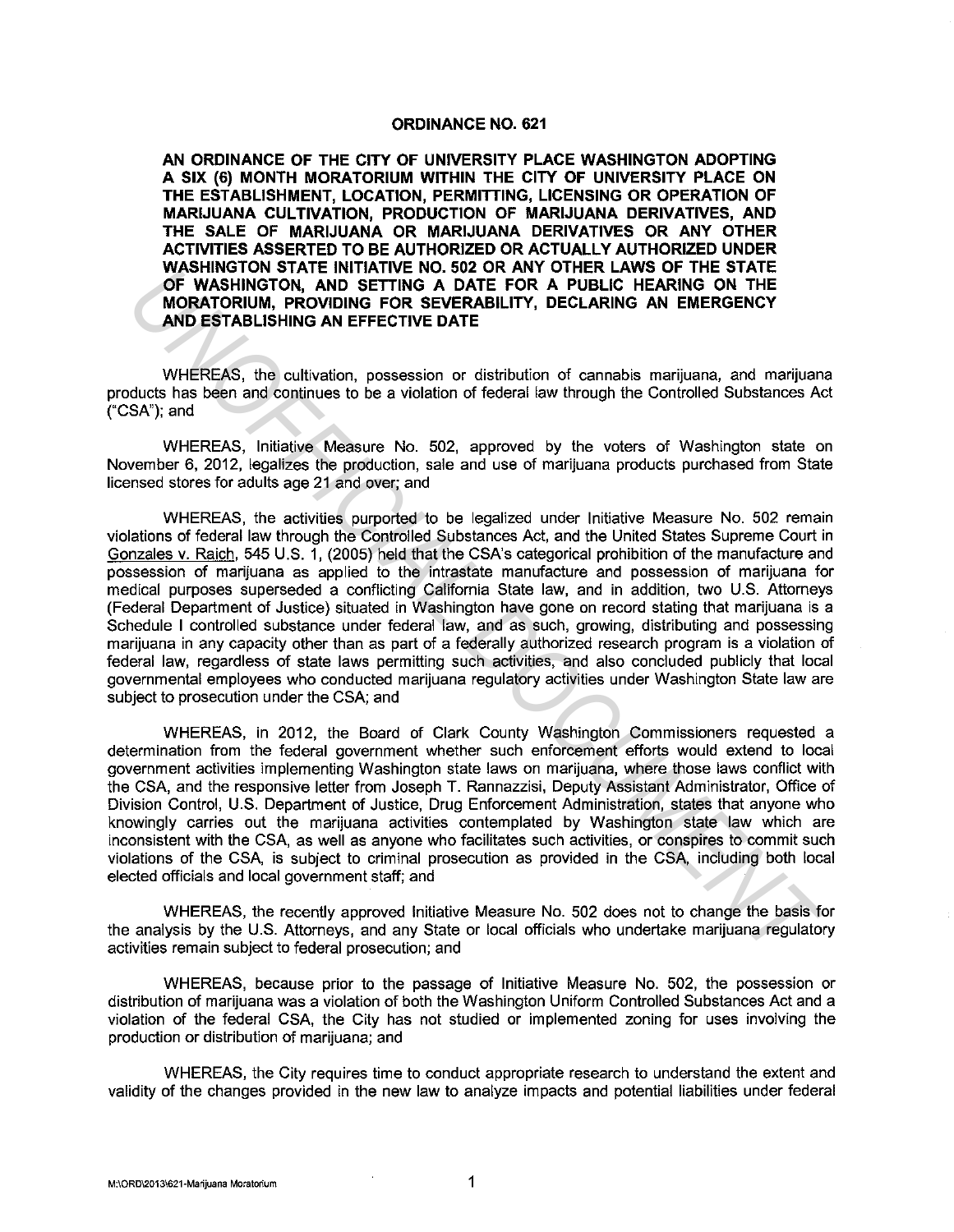# ORDINANCE NO. 621

**AN ORDINANCE OF THE CITY OF UNIVERSITY PLACE WASHINGTON ADOPTING A SIX (6) MONTH MORATORIUM WITHIN THE CITY OF UNIVERSITY PLACE ON THE ESTABLISHMENT, LOCATION, PERMITTING, LICENSING OR OPERATION OF MARIJUANA CULTIVATION, PRODUCTION OF MARIJUANA DERIVATIVES, AND THE SALE OF MARIJUANA OR MARIJUANA DERIVATIVES OR ANY OTHER ACTIVITIES ASSERTED TO BE AUTHORIZED OR ACTUALLY AUTHORIZED UNDER WASHINGTON STATE INITIATIVE NO. 502 OR ANY OTHER LAWS OF THE STATE OF WASHINGTON, AND SETTING A DATE FOR A PUBLIC HEARING ON THE MORATORIUM, PROVIDING FOR SEVERABILITY, DECLARING AN EMERGENCY AND ESTABLISHING AN EFFECTIVE DATE**

WHEREAS, the cultivation, possession or distribution of cannabis marijuana, and marijuana products has been and continues to be a violation of federal law through the Controlled Substances Act ("CSA"); and

WHEREAS, Initiative Measure No. 502, approved by the voters of Washington state on November 6, 2012, legalizes the production, sale and use of marijuana products purchased from State licensed stores for adults age 21 and over; and

WHEREAS, the activities purported to be legalized under Initiative Measure No. 502 remain violations of federal law through the Controlled Substances Act, and the United States Supreme Court in Gonzales v. Raich, 545 U.S. 1, (2005) held that the CSA's categorical prohibition of the manufacture and possession of marijuana as applied to the intrastate manufacture and possession of marijuana for medical purposes superseded a conflicting California State law, and in addition, two U.S. Attorneys (Federal Department of Justice) situated in Washington have gone on record stating that marijuana is a Schedule I controlled substance under federal law, and as such, growing, distributing and possessing marijuana in any capacity other than as part of a federally authorized research program is a violation of federal law, regardless of state laws permitting such activities, and also concluded publicly that local governmental employees who conducted marijuana regulatory activities under Washington State law are subject to prosecution under the CSA; and

WHEREAS, in 2012, the Board of Clark County Washington Commissioners requested a determination from the federal government whether such enforcement efforts would extend to local government activities implementing Washington state laws on marijuana, where those laws conflict with the CSA, and the responsive letter from Joseph T. Rannazzisi, Deputy Assistant Administrator, Office of Division Control, U.S. Department of Justice, Drug Enforcement Administration, states that anyone who knowingly carries out the marijuana activities contemplated by Washington state law which are inconsistent with the CSA, as well as anyone who facilitates such activities, or conspires to commit such violations of the CSA, is subject to criminal prosecution as provided in the CSA, including both local elected officials and local government staff; and

WHEREAS, the recently approved Initiative Measure No. 502 does not to change the basis for the analysis by the U.S. Attorneys, and any State or local officials who undertake marijuana regulatory activities remain subject to federal prosecution; and

WHEREAS, because prior to the passage of Initiative Measure No. 502, the possession or distribution of marijuana was a violation of both the Washington Uniform Controlled Substances Act and a violation of the federal CSA, the City has not studied or implemented zoning for uses involving the production or distribution of marijuana; and

WHEREAS, the City requires time to conduct appropriate research to understand the extent and validity of the changes provided in the new law to analyze impacts and potential liabilities under federal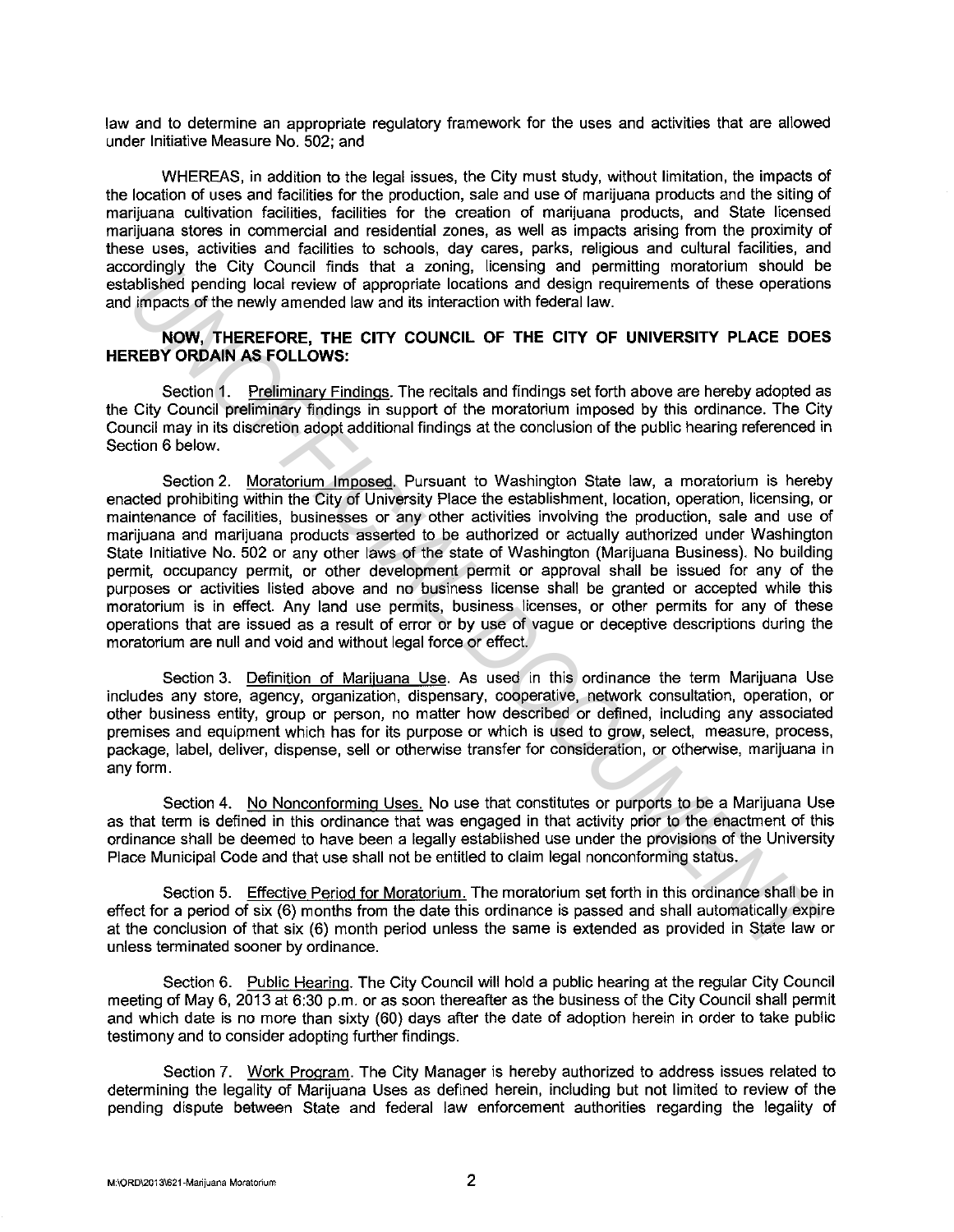law and to determine an appropriate regulatory framework for the uses and activities that are allowed under Initiative Measure No. 502; and

WHEREAS, in addition to the legal issues, the City must study, without limitation, the impacts of the location of uses and facilities for the production, sale and use of marijuana products and the siting of marijuana cultivation facilities, facilities for the creation of marijuana products, and State licensed marijuana stores in commercial and residential zones, as well as impacts arising from the proximity of these uses, activities and facilities to schools, day cares, parks, religious and cultural facilities, and accordingly the City Council finds that a zoning, licensing and permitting moratorium should be established pending local review of appropriate locations and design requirements of these operations and impacts of the newly amended law and its interaction with federal law.

**NOW, THEREFORE, THE CITY COUNCIL OF THE CITY OF UNIVERSITY PLACE DOES HEREBY ORDAIN AS FOLLOWS:**

Section 1. Preliminary Findings. The recitals and findings set forth above are hereby adopted as the City Council preliminary findings in support of the moratorium imposed by this ordinance. The City Council may in its discretion adopt additional findings at the conclusion of the public hearing referenced in Section 6 below.

Section 2. Moratorium Imposed. Pursuant to Washington State law, a moratorium is hereby enacted prohibiting within the City of University Place the establishment, location, operation, licensing, or maintenance of facilities, businesses or any other activities involving the production, sale and use of marijuana and marijuana products asserted to be authorized or actually authorized under Washington State Initiative No. 502 or any other laws of the state of Washington (Marijuana Business). No building permit, occupancy permit, or other development permit or approval shall be issued for any of the purposes or activities listed above and no business license shall be granted or accepted while this moratorium is in effect. Any land use permits, business licenses, or other permits for any of these operations that are issued as a result of error or by use of vague or deceptive descriptions during the moratorium are null and void and without legal force or effect.

Section 3. Definition of Marijuana Use. As used in this ordinance the term Marijuana Use includes any store, agency, organization, dispensary, cooperative, network consultation, operation, or other business entity, group or person, no matter how described or defined, including any associated premises and equipment which has for its purpose or which is used to grow, select, measure, process, package, label, deliver, dispense, sell or otherwise transfer for consideration, or otherwise, marijuana in any form.

Section 4. No Nonconforming Uses. No use that constitutes or purports to be a Marijuana Use as that term is defined in this ordinance that was engaged in that activity prior to the enactment of this ordinance shall be deemed to have been a legally established use under the provisions of the University Place Municipal Code and that use shall not be entitled to claim legal nonconforming status.

Section 5. Effective Period for Moratorium. The moratorium set forth in this ordinance shall be in effect for a period of six (6) months from the date this ordinance is passed and shall automatically expire at the conclusion of that six (6) month period unless the same is extended as provided in State law or unless terminated sooner by ordinance.

Section 6. Public Hearing. The City Council will hold a public hearing at the regular City Council meeting of May 6, 2013 at 6:30 p.m. or as soon thereafter as the business of the City Council shall permit and which date is no more than sixty (60) days after the date of adoption herein in order to take public testimony and to consider adopting further findings.

Section 7. Work Program. The City Manager is hereby authorized to address issues related to determining the legality of Marijuana Uses as defined herein, including but not limited to review of the pending dispute between State and federal law enforcement authorities regarding the legality of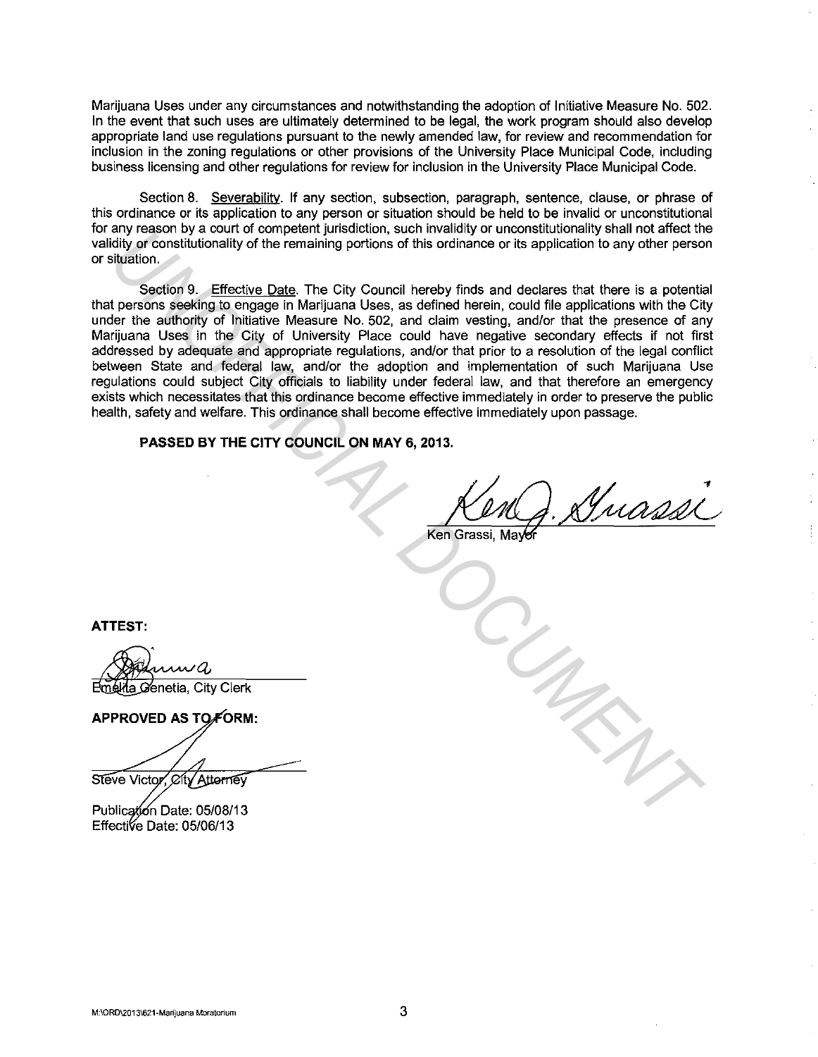Marijuana Uses under any circumstances and notwithstanding the adoption of Initiative Measure No. 502. In the event that such uses are ultimately determined to be legal, the work program should also develop appropriate land use regulations pursuant to the newly amended law, for review and recommendation for inclusion in the zoning regulations or other provisions of the University Place Municipal Code, including business licensing and other regulations for review for inclusion in the University Place Municipal Code.

Section 8. Severability. If any section, subsection, paragraph, sentence, clause, or phrase of this ordinance or its application to any person or situation should be held to be invalid or unconstitutional for any reason by a court of competent jurisdiction, such invalidity or unconstitutionality shall not affect the validity or constitutionality of the remaining portions of this ordinance or its application to any other person or situation.

Section 9. Effective Date. The City Council hereby finds and declares that there is a potential that persons seeking to engage in Marijuana Uses, as defined herein, could file applications with the City under the authority of Initiative Measure No. 502, and claim vesting, and/or that the presence of any Marijuana Uses in the City of University Place could have negative secondary effects if not first addressed by adequate and appropriate regulations, and/or that prior to a resolution of the legal conflict between State and federal law, and/or the adoption and implementation of such Marijuana Use regulations could subject City officials to liability under federal law, and that therefore an emergency exists which necessitates that this ordinance become effective immediately in order to preserve the public health, safety and welfare. This ordinance shall become effective immediately upon passage.

**PASSED BY THE CITY COUNCIL ON MAY 6, 2013.**

Ken Grassi, Mayor

**ATTEST:**

Emelita Genetia, City Clerk

**APPROVED AS TO FORM:**

Steve Victor, City Attorney

Publication Date: 05/08/13
Effective Date: 05/06/13

M:\ORD\2013\621-Marijuana Moratorium